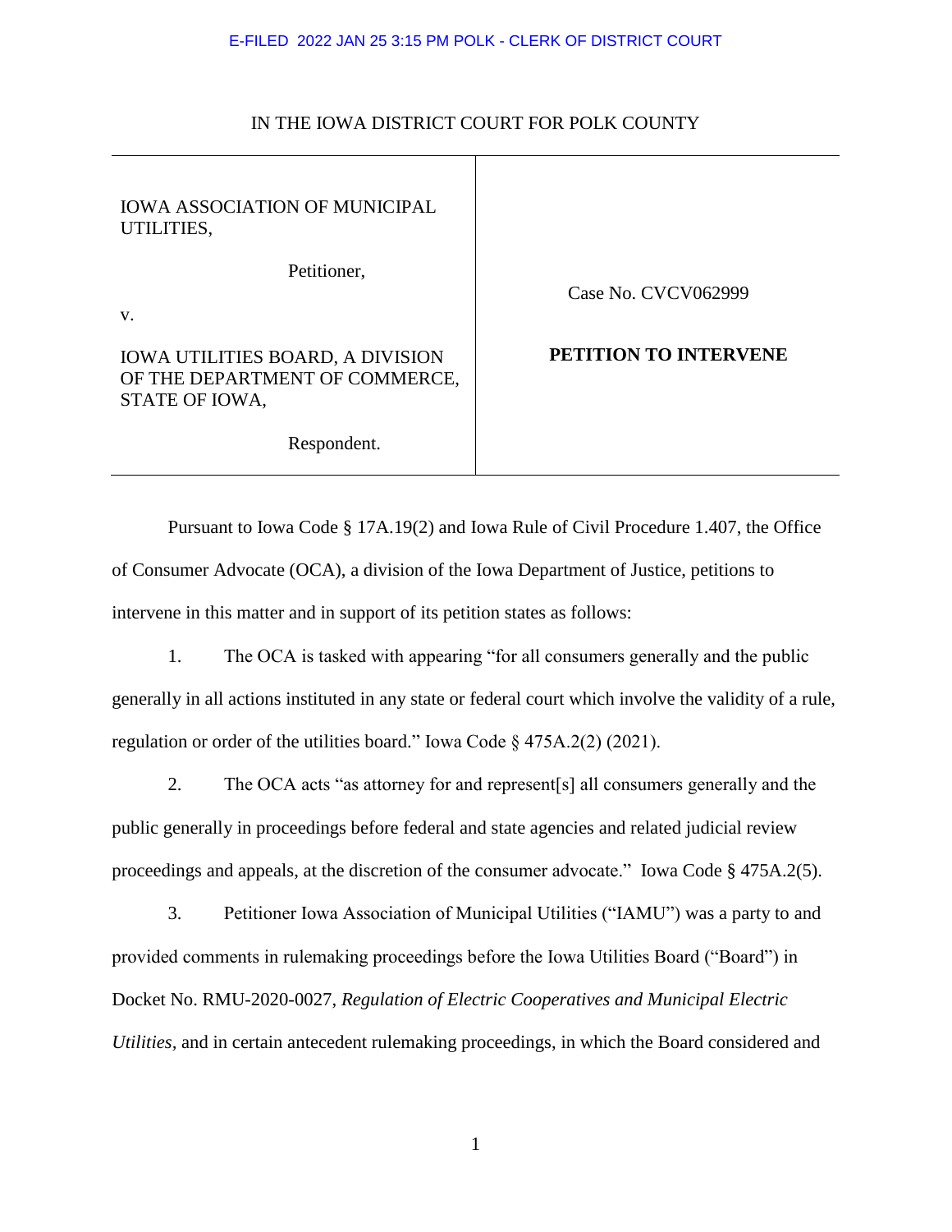E-FILED 2022 JAN 25 3:15 PM POLK - CLERK OF DISTRICT COURT

IN THE IOWA DISTRICT COURT FOR POLK COUNTY

| | |
|---|---|
| IOWA ASSOCIATION OF MUNICIPAL UTILITIES,<br><br>Petitioner,<br><br>v.<br><br>IOWA UTILITIES BOARD, A DIVISION OF THE DEPARTMENT OF COMMERCE, STATE OF IOWA,<br><br>Respondent. | Case No. CVCV062999<br><br>**PETITION TO INTERVENE** |

Pursuant to Iowa Code § 17A.19(2) and Iowa Rule of Civil Procedure 1.407, the Office of Consumer Advocate (OCA), a division of the Iowa Department of Justice, petitions to intervene in this matter and in support of its petition states as follows:

1. The OCA is tasked with appearing "for all consumers generally and the public generally in all actions instituted in any state or federal court which involve the validity of a rule, regulation or order of the utilities board." Iowa Code § 475A.2(2) (2021).

2. The OCA acts "as attorney for and represent[s] all consumers generally and the public generally in proceedings before federal and state agencies and related judicial review proceedings and appeals, at the discretion of the consumer advocate." Iowa Code § 475A.2(5).

3. Petitioner Iowa Association of Municipal Utilities ("IAMU") was a party to and provided comments in rulemaking proceedings before the Iowa Utilities Board ("Board") in Docket No. RMU-2020-0027, *Regulation of Electric Cooperatives and Municipal Electric Utilities*, and in certain antecedent rulemaking proceedings, in which the Board considered and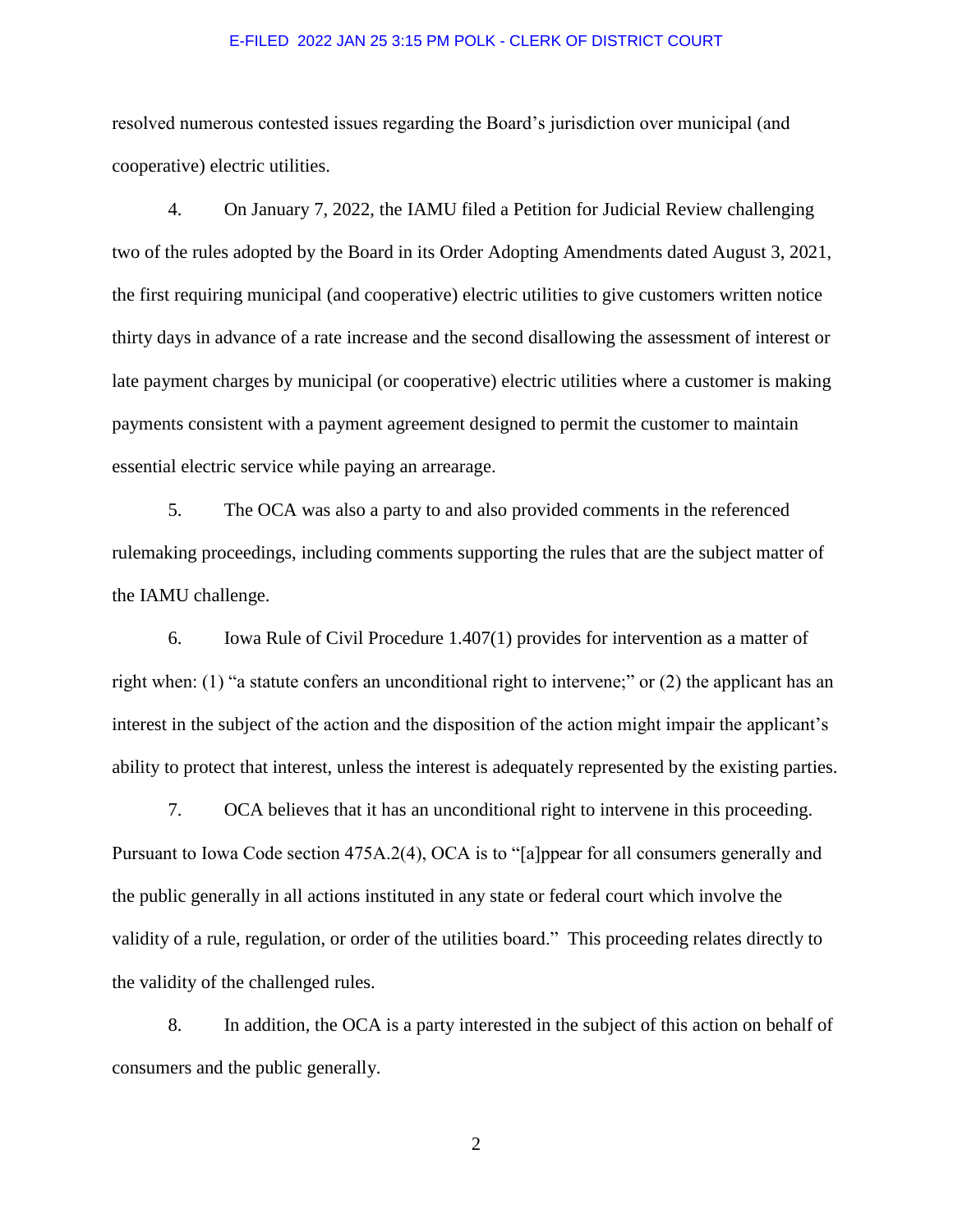resolved numerous contested issues regarding the Board's jurisdiction over municipal (and cooperative) electric utilities.

4. On January 7, 2022, the IAMU filed a Petition for Judicial Review challenging two of the rules adopted by the Board in its Order Adopting Amendments dated August 3, 2021, the first requiring municipal (and cooperative) electric utilities to give customers written notice thirty days in advance of a rate increase and the second disallowing the assessment of interest or late payment charges by municipal (or cooperative) electric utilities where a customer is making payments consistent with a payment agreement designed to permit the customer to maintain essential electric service while paying an arrearage.

5. The OCA was also a party to and also provided comments in the referenced rulemaking proceedings, including comments supporting the rules that are the subject matter of the IAMU challenge.

6. Iowa Rule of Civil Procedure 1.407(1) provides for intervention as a matter of right when: (1) "a statute confers an unconditional right to intervene;" or (2) the applicant has an interest in the subject of the action and the disposition of the action might impair the applicant's ability to protect that interest, unless the interest is adequately represented by the existing parties.

7. OCA believes that it has an unconditional right to intervene in this proceeding. Pursuant to Iowa Code section 475A.2(4), OCA is to "[a]ppear for all consumers generally and the public generally in all actions instituted in any state or federal court which involve the validity of a rule, regulation, or order of the utilities board." This proceeding relates directly to the validity of the challenged rules.

8. In addition, the OCA is a party interested in the subject of this action on behalf of consumers and the public generally.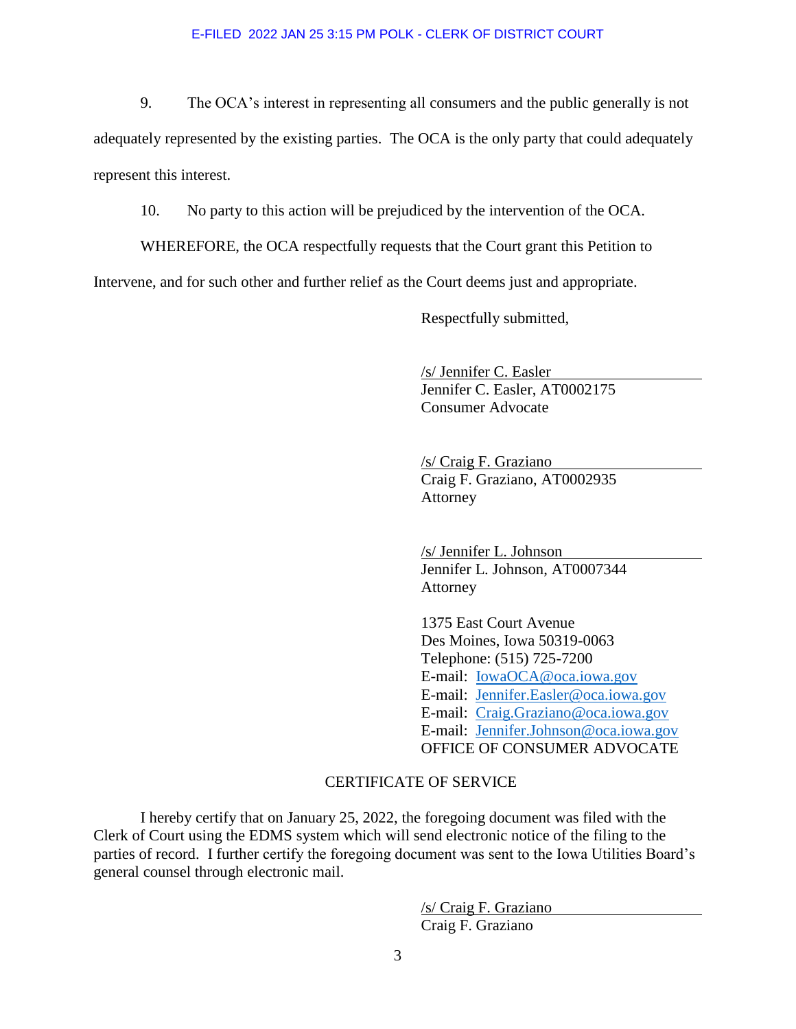9. The OCA's interest in representing all consumers and the public generally is not adequately represented by the existing parties. The OCA is the only party that could adequately represent this interest.

10. No party to this action will be prejudiced by the intervention of the OCA.

WHEREFORE, the OCA respectfully requests that the Court grant this Petition to Intervene, and for such other and further relief as the Court deems just and appropriate.

Respectfully submitted,

/s/ Jennifer C. Easler
Jennifer C. Easler, AT0002175
Consumer Advocate

/s/ Craig F. Graziano
Craig F. Graziano, AT0002935
Attorney

/s/ Jennifer L. Johnson
Jennifer L. Johnson, AT0007344
Attorney

1375 East Court Avenue
Des Moines, Iowa 50319-0063
Telephone: (515) 725-7200
E-mail: IowaOCA@oca.iowa.gov
E-mail: Jennifer.Easler@oca.iowa.gov
E-mail: Craig.Graziano@oca.iowa.gov
E-mail: Jennifer.Johnson@oca.iowa.gov
OFFICE OF CONSUMER ADVOCATE

## CERTIFICATE OF SERVICE

I hereby certify that on January 25, 2022, the foregoing document was filed with the Clerk of Court using the EDMS system which will send electronic notice of the filing to the parties of record. I further certify the foregoing document was sent to the Iowa Utilities Board's general counsel through electronic mail.

/s/ Craig F. Graziano
Craig F. Graziano